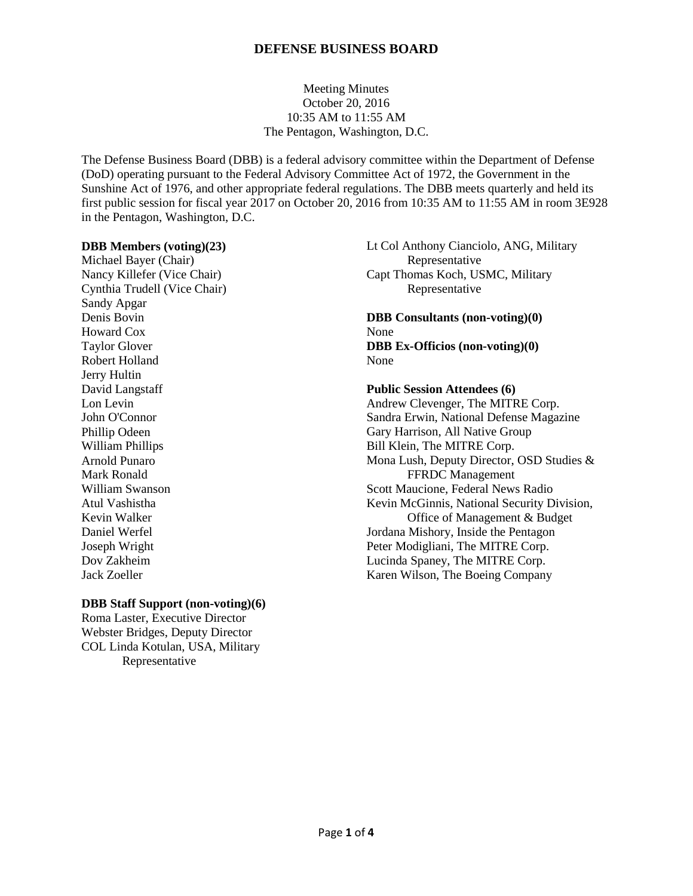# DEFENSE BUSINESS BOARD

Meeting Minutes
October 20, 2016
10:35 AM to 11:55 AM
The Pentagon, Washington, D.C.

The Defense Business Board (DBB) is a federal advisory committee within the Department of Defense (DoD) operating pursuant to the Federal Advisory Committee Act of 1972, the Government in the Sunshine Act of 1976, and other appropriate federal regulations. The DBB meets quarterly and held its first public session for fiscal year 2017 on October 20, 2016 from 10:35 AM to 11:55 AM in room 3E928 in the Pentagon, Washington, D.C.

**DBB Members (voting)(23)**
Michael Bayer (Chair)
Nancy Killefer (Vice Chair)
Cynthia Trudell (Vice Chair)
Sandy Apgar
Denis Bovin
Howard Cox
Taylor Glover
Robert Holland
Jerry Hultin
David Langstaff
Lon Levin
John O'Connor
Phillip Odeen
William Phillips
Arnold Punaro
Mark Ronald
William Swanson
Atul Vashistha
Kevin Walker
Daniel Werfel
Joseph Wright
Dov Zakheim
Jack Zoeller

**DBB Staff Support (non-voting)(6)**
Roma Laster, Executive Director
Webster Bridges, Deputy Director
COL Linda Kotulan, USA, Military Representative
Lt Col Anthony Cianciolo, ANG, Military Representative
Capt Thomas Koch, USMC, Military Representative

**DBB Consultants (non-voting)(0)**
None

**DBB Ex-Officios (non-voting)(0)**
None

**Public Session Attendees (6)**
Andrew Clevenger, The MITRE Corp.
Sandra Erwin, National Defense Magazine
Gary Harrison, All Native Group
Bill Klein, The MITRE Corp.
Mona Lush, Deputy Director, OSD Studies & FFRDC Management
Scott Maucione, Federal News Radio
Kevin McGinnis, National Security Division, Office of Management & Budget
Jordana Mishory, Inside the Pentagon
Peter Modigliani, The MITRE Corp.
Lucinda Spaney, The MITRE Corp.
Karen Wilson, The Boeing Company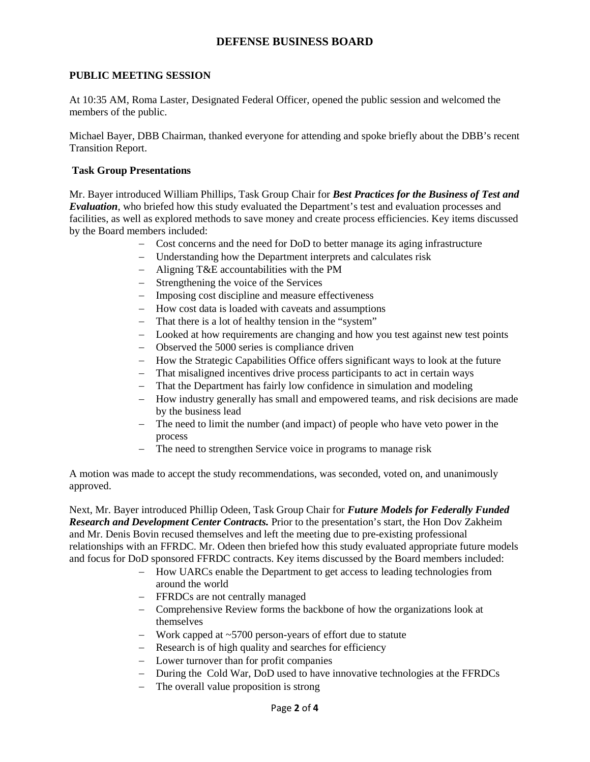# DEFENSE BUSINESS BOARD

## PUBLIC MEETING SESSION

At 10:35 AM, Roma Laster, Designated Federal Officer, opened the public session and welcomed the members of the public.

Michael Bayer, DBB Chairman, thanked everyone for attending and spoke briefly about the DBB's recent Transition Report.

### Task Group Presentations

Mr. Bayer introduced William Phillips, Task Group Chair for ***Best Practices for the Business of Test and Evaluation***, who briefed how this study evaluated the Department's test and evaluation processes and facilities, as well as explored methods to save money and create process efficiencies. Key items discussed by the Board members included:

- Cost concerns and the need for DoD to better manage its aging infrastructure
- Understanding how the Department interprets and calculates risk
- Aligning T&E accountabilities with the PM
- Strengthening the voice of the Services
- Imposing cost discipline and measure effectiveness
- How cost data is loaded with caveats and assumptions
- That there is a lot of healthy tension in the "system"
- Looked at how requirements are changing and how you test against new test points
- Observed the 5000 series is compliance driven
- How the Strategic Capabilities Office offers significant ways to look at the future
- That misaligned incentives drive process participants to act in certain ways
- That the Department has fairly low confidence in simulation and modeling
- How industry generally has small and empowered teams, and risk decisions are made by the business lead
- The need to limit the number (and impact) of people who have veto power in the process
- The need to strengthen Service voice in programs to manage risk

A motion was made to accept the study recommendations, was seconded, voted on, and unanimously approved.

Next, Mr. Bayer introduced Phillip Odeen, Task Group Chair for ***Future Models for Federally Funded Research and Development Center Contracts.*** Prior to the presentation's start, the Hon Dov Zakheim and Mr. Denis Bovin recused themselves and left the meeting due to pre-existing professional relationships with an FFRDC. Mr. Odeen then briefed how this study evaluated appropriate future models and focus for DoD sponsored FFRDC contracts. Key items discussed by the Board members included:

- How UARCs enable the Department to get access to leading technologies from around the world
- FFRDCs are not centrally managed
- Comprehensive Review forms the backbone of how the organizations look at themselves
- Work capped at ~5700 person-years of effort due to statute
- Research is of high quality and searches for efficiency
- Lower turnover than for profit companies
- During the Cold War, DoD used to have innovative technologies at the FFRDCs
- The overall value proposition is strong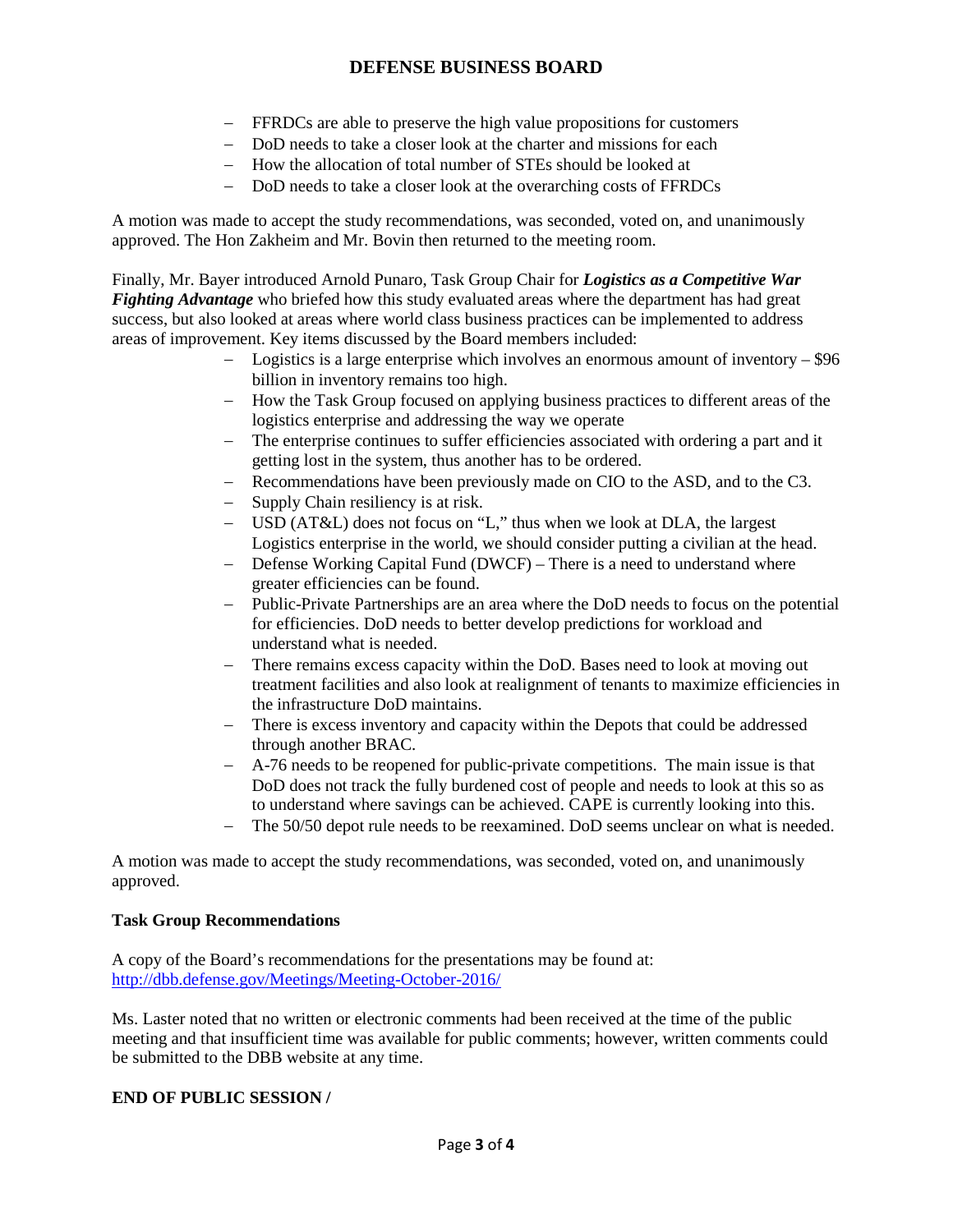- FFRDCs are able to preserve the high value propositions for customers
- DoD needs to take a closer look at the charter and missions for each
- How the allocation of total number of STEs should be looked at
- DoD needs to take a closer look at the overarching costs of FFRDCs

A motion was made to accept the study recommendations, was seconded, voted on, and unanimously approved. The Hon Zakheim and Mr. Bovin then returned to the meeting room.

Finally, Mr. Bayer introduced Arnold Punaro, Task Group Chair for ***Logistics as a Competitive War Fighting Advantage*** who briefed how this study evaluated areas where the department has had great success, but also looked at areas where world class business practices can be implemented to address areas of improvement. Key items discussed by the Board members included:

- Logistics is a large enterprise which involves an enormous amount of inventory – $96 billion in inventory remains too high.
- How the Task Group focused on applying business practices to different areas of the logistics enterprise and addressing the way we operate
- The enterprise continues to suffer efficiencies associated with ordering a part and it getting lost in the system, thus another has to be ordered.
- Recommendations have been previously made on CIO to the ASD, and to the C3.
- Supply Chain resiliency is at risk.
- USD (AT&L) does not focus on "L," thus when we look at DLA, the largest Logistics enterprise in the world, we should consider putting a civilian at the head.
- Defense Working Capital Fund (DWCF) – There is a need to understand where greater efficiencies can be found.
- Public-Private Partnerships are an area where the DoD needs to focus on the potential for efficiencies. DoD needs to better develop predictions for workload and understand what is needed.
- There remains excess capacity within the DoD. Bases need to look at moving out treatment facilities and also look at realignment of tenants to maximize efficiencies in the infrastructure DoD maintains.
- There is excess inventory and capacity within the Depots that could be addressed through another BRAC.
- A-76 needs to be reopened for public-private competitions. The main issue is that DoD does not track the fully burdened cost of people and needs to look at this so as to understand where savings can be achieved. CAPE is currently looking into this.
- The 50/50 depot rule needs to be reexamined. DoD seems unclear on what is needed.

A motion was made to accept the study recommendations, was seconded, voted on, and unanimously approved.

**Task Group Recommendations**

A copy of the Board's recommendations for the presentations may be found at: http://dbb.defense.gov/Meetings/Meeting-October-2016/

Ms. Laster noted that no written or electronic comments had been received at the time of the public meeting and that insufficient time was available for public comments; however, written comments could be submitted to the DBB website at any time.

**END OF PUBLIC SESSION /**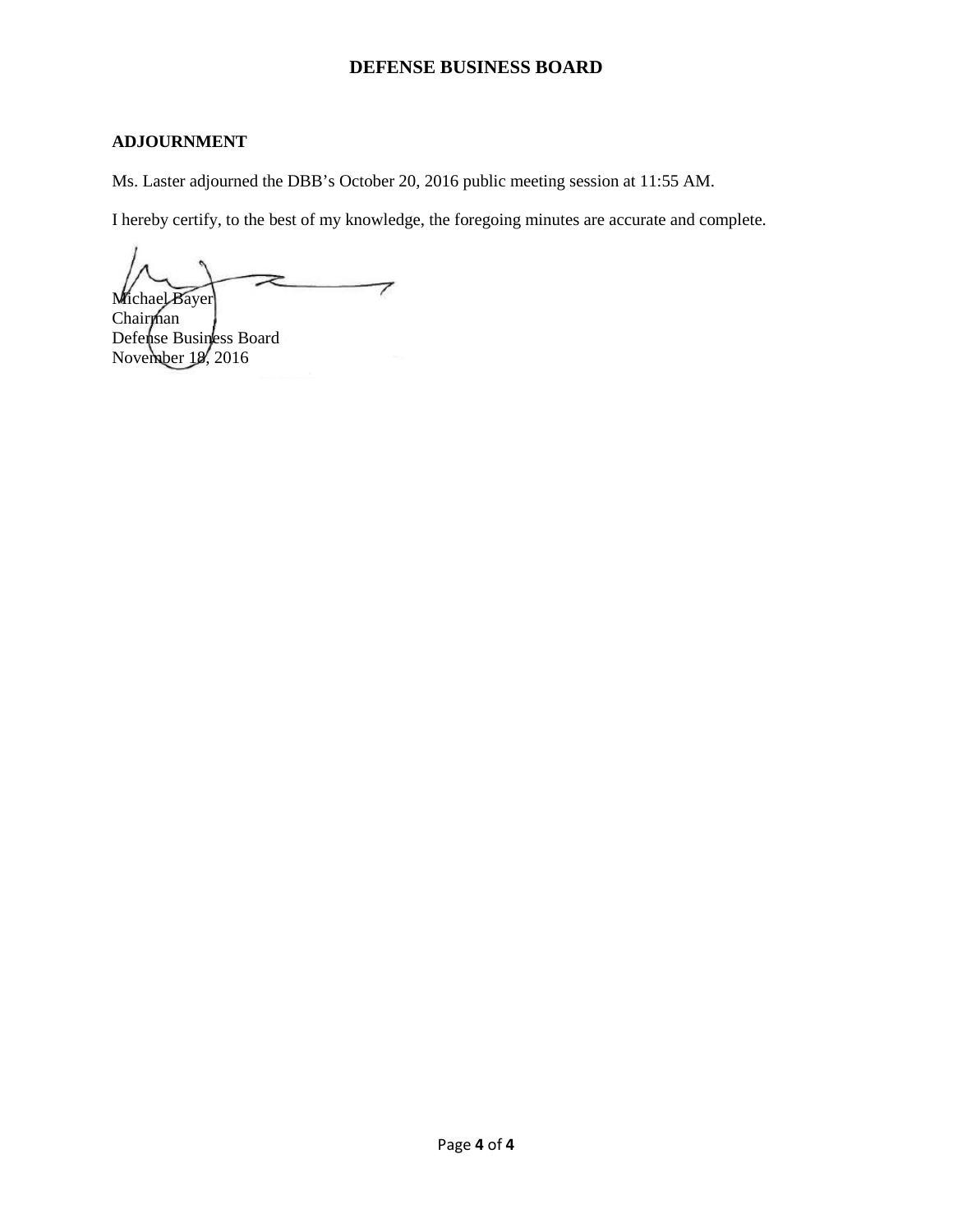**ADJOURNMENT**

Ms. Laster adjourned the DBB's October 20, 2016 public meeting session at 11:55 AM.

I hereby certify, to the best of my knowledge, the foregoing minutes are accurate and complete.

Michael Bayer  
Chairman  
Defense Business Board  
November 18, 2016